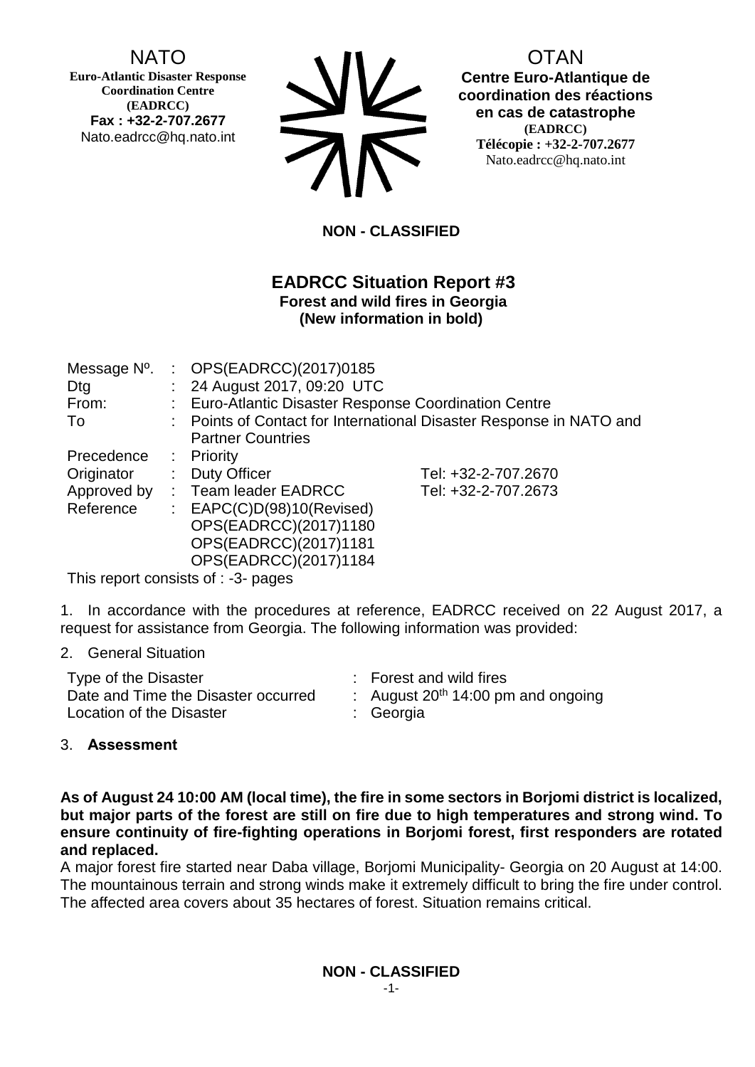NATO
**Euro-Atlantic Disaster Response Coordination Centre (EADRCC)**
**Fax : +32-2-707.2677**
Nato.eadrcc@hq.nato.int

OTAN
**Centre Euro-Atlantique de coordination des réactions en cas de catastrophe**
**(EADRCC)**
**Télécopie : +32-2-707.2677**
Nato.eadrcc@hq.nato.int

**NON - CLASSIFIED**

## EADRCC Situation Report #3

**Forest and wild fires in Georgia**
**(New information in bold)**

| | | | |
|---|---|---|---|
| Message Nº. | : | OPS(EADRCC)(2017)0185 | |
| Dtg | : | 24 August 2017, 09:20 UTC | |
| From: | : | Euro-Atlantic Disaster Response Coordination Centre | |
| To | : | Points of Contact for International Disaster Response in NATO and Partner Countries | |
| Precedence | : | Priority | |
| Originator | : | Duty Officer | Tel: +32-2-707.2670 |
| Approved by | : | Team leader EADRCC | Tel: +32-2-707.2673 |
| Reference | : | EAPC(C)D(98)10(Revised)<br>OPS(EADRCC)(2017)1180<br>OPS(EADRCC)(2017)1181<br>OPS(EADRCC)(2017)1184 | |

This report consists of : -3- pages

1. In accordance with the procedures at reference, EADRCC received on 22 August 2017, a request for assistance from Georgia. The following information was provided:

2. General Situation

| | | |
|---|---|---|
| Type of the Disaster | : | Forest and wild fires |
| Date and Time the Disaster occurred | : | August 20th 14:00 pm and ongoing |
| Location of the Disaster | : | Georgia |

3. **Assessment**

**As of August 24 10:00 AM (local time), the fire in some sectors in Borjomi district is localized, but major parts of the forest are still on fire due to high temperatures and strong wind. To ensure continuity of fire-fighting operations in Borjomi forest, first responders are rotated and replaced.**

A major forest fire started near Daba village, Borjomi Municipality- Georgia on 20 August at 14:00. The mountainous terrain and strong winds make it extremely difficult to bring the fire under control. The affected area covers about 35 hectares of forest. Situation remains critical.

**NON - CLASSIFIED**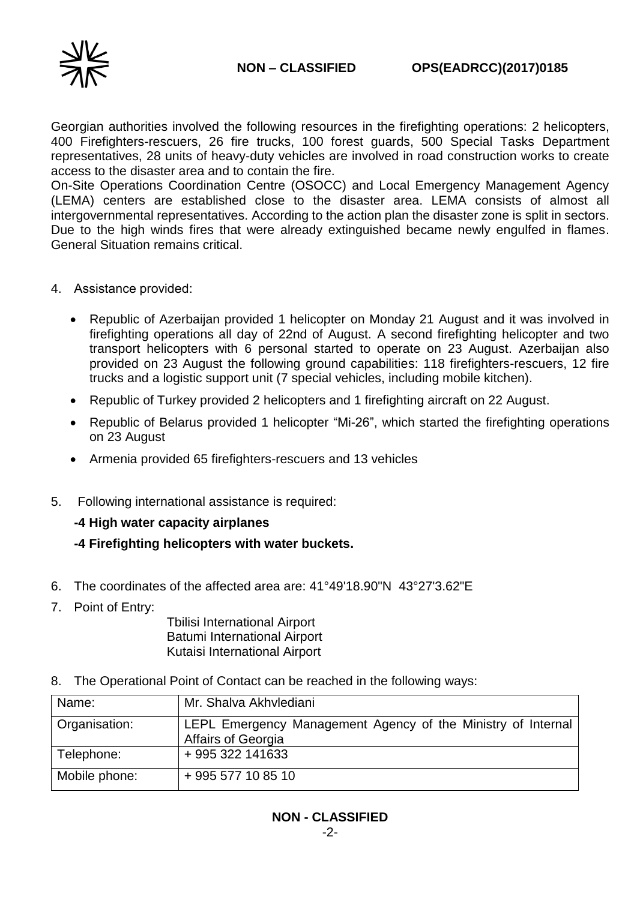Georgian authorities involved the following resources in the firefighting operations: 2 helicopters, 400 Firefighters-rescuers, 26 fire trucks, 100 forest guards, 500 Special Tasks Department representatives, 28 units of heavy-duty vehicles are involved in road construction works to create access to the disaster area and to contain the fire.

On-Site Operations Coordination Centre (OSOCC) and Local Emergency Management Agency (LEMA) centers are established close to the disaster area. LEMA consists of almost all intergovernmental representatives. According to the action plan the disaster zone is split in sectors. Due to the high winds fires that were already extinguished became newly engulfed in flames. General Situation remains critical.

4. Assistance provided:

   - Republic of Azerbaijan provided 1 helicopter on Monday 21 August and it was involved in firefighting operations all day of 22nd of August. A second firefighting helicopter and two transport helicopters with 6 personal started to operate on 23 August. Azerbaijan also provided on 23 August the following ground capabilities: 118 firefighters-rescuers, 12 fire trucks and a logistic support unit (7 special vehicles, including mobile kitchen).
   - Republic of Turkey provided 2 helicopters and 1 firefighting aircraft on 22 August.
   - Republic of Belarus provided 1 helicopter "Mi-26", which started the firefighting operations on 23 August
   - Armenia provided 65 firefighters-rescuers and 13 vehicles

5. Following international assistance is required:

   **-4 High water capacity airplanes**

   **-4 Firefighting helicopters with water buckets.**

6. The coordinates of the affected area are: 41°49'18.90"N 43°27'3.62"E

7. Point of Entry:

   Tbilisi International Airport
   Batumi International Airport
   Kutaisi International Airport

8. The Operational Point of Contact can be reached in the following ways:

| Name: | Mr. Shalva Akhvlediani |
|---|---|
| Organisation: | LEPL Emergency Management Agency of the Ministry of Internal Affairs of Georgia |
| Telephone: | + 995 322 141633 |
| Mobile phone: | + 995 577 10 85 10 |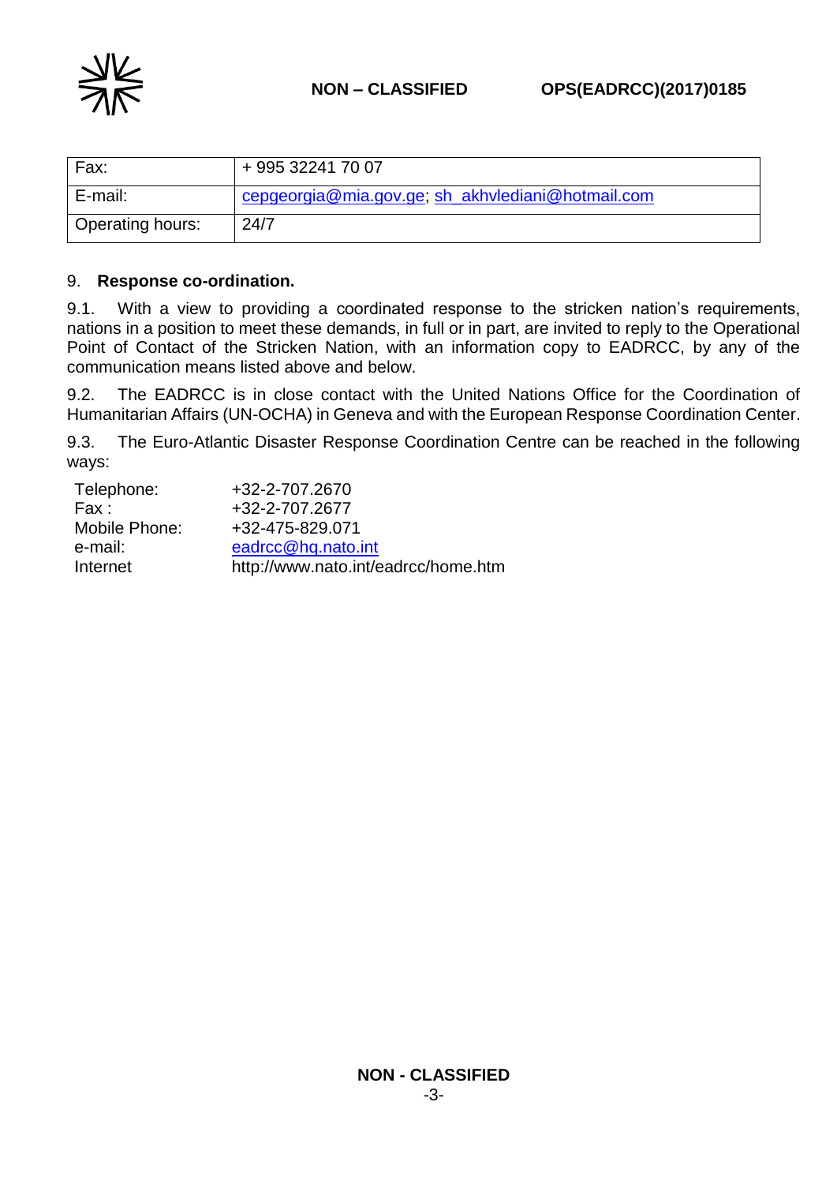| | |
|---|---|
| Fax: | + 995 32241 70 07 |
| E-mail: | cepgeorgia@mia.gov.ge; sh_akhvlediani@hotmail.com |
| Operating hours: | 24/7 |

9. **Response co-ordination.**

9.1. With a view to providing a coordinated response to the stricken nation's requirements, nations in a position to meet these demands, in full or in part, are invited to reply to the Operational Point of Contact of the Stricken Nation, with an information copy to EADRCC, by any of the communication means listed above and below.

9.2. The EADRCC is in close contact with the United Nations Office for the Coordination of Humanitarian Affairs (UN-OCHA) in Geneva and with the European Response Coordination Center.

9.3. The Euro-Atlantic Disaster Response Coordination Centre can be reached in the following ways:

| | |
|---|---|
| Telephone: | +32-2-707.2670 |
| Fax : | +32-2-707.2677 |
| Mobile Phone: | +32-475-829.071 |
| e-mail: | eadrcc@hq.nato.int |
| Internet | http://www.nato.int/eadrcc/home.htm |